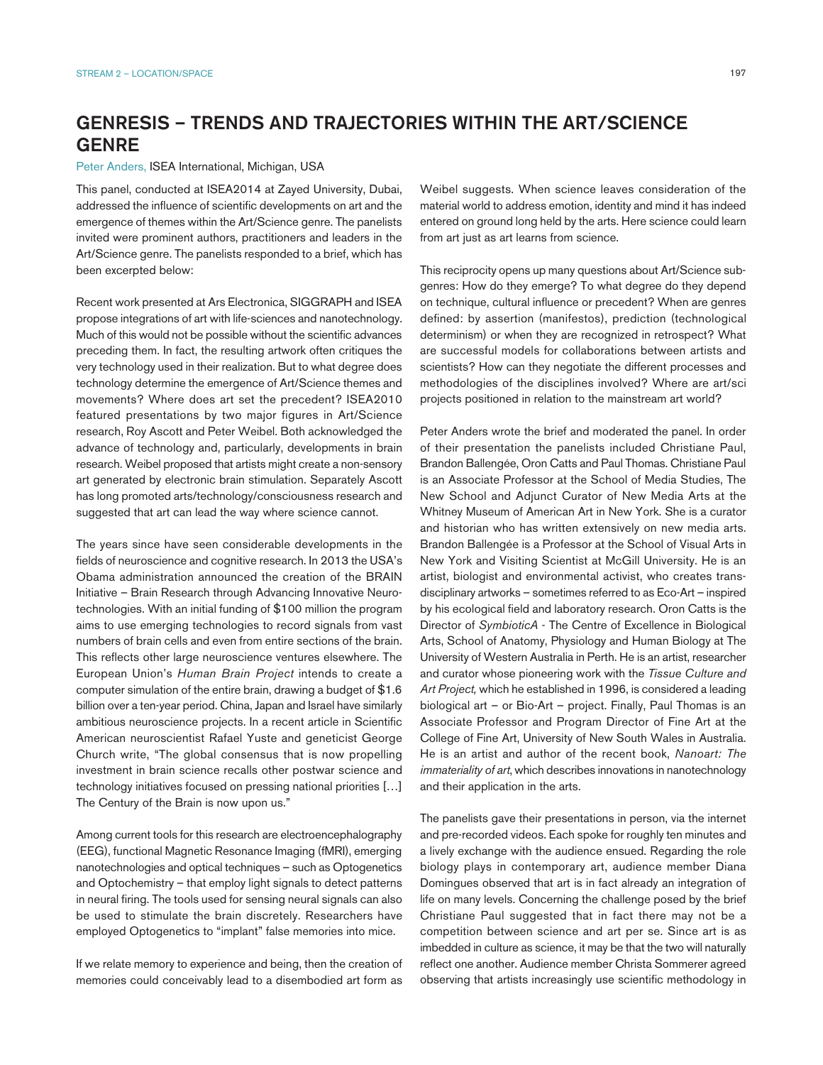# GENRESIS – TRENDS AND TRAJECTORIES WITHIN THE ART/SCIENCE GENRE

Peter Anders, ISEA International, Michigan, USA

This panel, conducted at ISEA2014 at Zayed University, Dubai, addressed the influence of scientific developments on art and the emergence of themes within the Art/Science genre. The panelists invited were prominent authors, practitioners and leaders in the Art/Science genre. The panelists responded to a brief, which has been excerpted below:

Recent work presented at Ars Electronica, SIGGRAPH and ISEA propose integrations of art with life-sciences and nanotechnology. Much of this would not be possible without the scientific advances preceding them. In fact, the resulting artwork often critiques the very technology used in their realization. But to what degree does technology determine the emergence of Art/Science themes and movements? Where does art set the precedent? ISEA2010 featured presentations by two major figures in Art/Science research, Roy Ascott and Peter Weibel. Both acknowledged the advance of technology and, particularly, developments in brain research. Weibel proposed that artists might create a non-sensory art generated by electronic brain stimulation. Separately Ascott has long promoted arts/technology/consciousness research and suggested that art can lead the way where science cannot.

The years since have seen considerable developments in the fields of neuroscience and cognitive research. In 2013 the USA's Obama administration announced the creation of the BRAIN Initiative – Brain Research through Advancing Innovative Neuro-technologies. With an initial funding of $100 million the program aims to use emerging technologies to record signals from vast numbers of brain cells and even from entire sections of the brain. This reflects other large neuroscience ventures elsewhere. The European Union's *Human Brain Project* intends to create a computer simulation of the entire brain, drawing a budget of $1.6 billion over a ten-year period. China, Japan and Israel have similarly ambitious neuroscience projects. In a recent article in Scientific American neuroscientist Rafael Yuste and geneticist George Church write, "The global consensus that is now propelling investment in brain science recalls other postwar science and technology initiatives focused on pressing national priorities […] The Century of the Brain is now upon us."

Among current tools for this research are electroencephalography (EEG), functional Magnetic Resonance Imaging (fMRI), emerging nanotechnologies and optical techniques – such as Optogenetics and Optochemistry – that employ light signals to detect patterns in neural firing. The tools used for sensing neural signals can also be used to stimulate the brain discretely. Researchers have employed Optogenetics to "implant" false memories into mice.

If we relate memory to experience and being, then the creation of memories could conceivably lead to a disembodied art form as Weibel suggests. When science leaves consideration of the material world to address emotion, identity and mind it has indeed entered on ground long held by the arts. Here science could learn from art just as art learns from science.

This reciprocity opens up many questions about Art/Science sub-genres: How do they emerge? To what degree do they depend on technique, cultural influence or precedent? When are genres defined: by assertion (manifestos), prediction (technological determinism) or when they are recognized in retrospect? What are successful models for collaborations between artists and scientists? How can they negotiate the different processes and methodologies of the disciplines involved? Where are art/sci projects positioned in relation to the mainstream art world?

Peter Anders wrote the brief and moderated the panel. In order of their presentation the panelists included Christiane Paul, Brandon Ballengée, Oron Catts and Paul Thomas. Christiane Paul is an Associate Professor at the School of Media Studies, The New School and Adjunct Curator of New Media Arts at the Whitney Museum of American Art in New York. She is a curator and historian who has written extensively on new media arts. Brandon Ballengée is a Professor at the School of Visual Arts in New York and Visiting Scientist at McGill University. He is an artist, biologist and environmental activist, who creates trans-disciplinary artworks – sometimes referred to as Eco-Art – inspired by his ecological field and laboratory research. Oron Catts is the Director of *SymbioticA* - The Centre of Excellence in Biological Arts, School of Anatomy, Physiology and Human Biology at The University of Western Australia in Perth. He is an artist, researcher and curator whose pioneering work with the *Tissue Culture and Art Project,* which he established in 1996, is considered a leading biological art – or Bio-Art – project. Finally, Paul Thomas is an Associate Professor and Program Director of Fine Art at the College of Fine Art, University of New South Wales in Australia. He is an artist and author of the recent book, *Nanoart: The immateriality of art*, which describes innovations in nanotechnology and their application in the arts.

The panelists gave their presentations in person, via the internet and pre-recorded videos. Each spoke for roughly ten minutes and a lively exchange with the audience ensued. Regarding the role biology plays in contemporary art, audience member Diana Domingues observed that art is in fact already an integration of life on many levels. Concerning the challenge posed by the brief Christiane Paul suggested that in fact there may not be a competition between science and art per se. Since art is as imbedded in culture as science, it may be that the two will naturally reflect one another. Audience member Christa Sommerer agreed observing that artists increasingly use scientific methodology in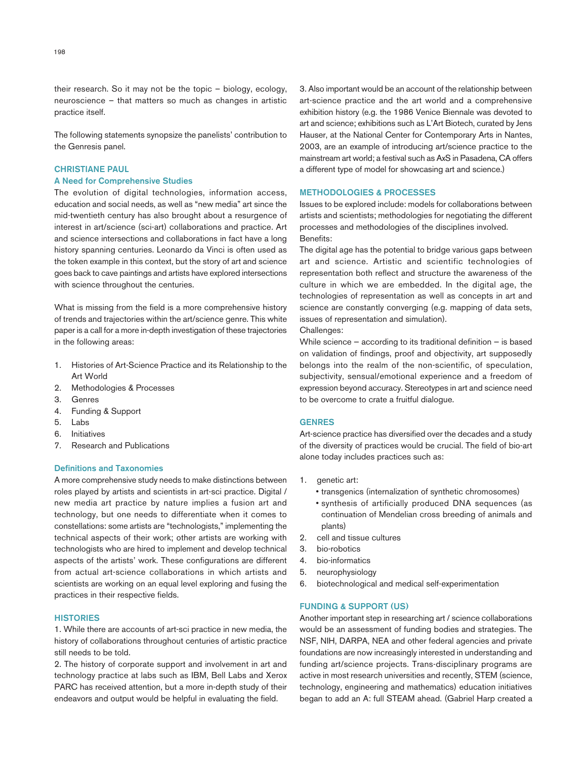their research. So it may not be the topic – biology, ecology, neuroscience – that matters so much as changes in artistic practice itself.

The following statements synopsize the panelists' contribution to the Genresis panel.

## CHRISTIANE PAUL

### A Need for Comprehensive Studies

The evolution of digital technologies, information access, education and social needs, as well as "new media" art since the mid-twentieth century has also brought about a resurgence of interest in art/science (sci-art) collaborations and practice. Art and science intersections and collaborations in fact have a long history spanning centuries. Leonardo da Vinci is often used as the token example in this context, but the story of art and science goes back to cave paintings and artists have explored intersections with science throughout the centuries.

What is missing from the field is a more comprehensive history of trends and trajectories within the art/science genre. This white paper is a call for a more in-depth investigation of these trajectories in the following areas:

1. Histories of Art-Science Practice and its Relationship to the Art World
2. Methodologies & Processes
3. Genres
4. Funding & Support
5. Labs
6. Initiatives
7. Research and Publications

### Definitions and Taxonomies

A more comprehensive study needs to make distinctions between roles played by artists and scientists in art-sci practice. Digital / new media art practice by nature implies a fusion art and technology, but one needs to differentiate when it comes to constellations: some artists are "technologists," implementing the technical aspects of their work; other artists are working with technologists who are hired to implement and develop technical aspects of the artists' work. These configurations are different from actual art-science collaborations in which artists and scientists are working on an equal level exploring and fusing the practices in their respective fields.

### HISTORIES

1. While there are accounts of art-sci practice in new media, the history of collaborations throughout centuries of artistic practice still needs to be told.
2. The history of corporate support and involvement in art and technology practice at labs such as IBM, Bell Labs and Xerox PARC has received attention, but a more in-depth study of their endeavors and output would be helpful in evaluating the field.
3. Also important would be an account of the relationship between art-science practice and the art world and a comprehensive exhibition history (e.g. the 1986 Venice Biennale was devoted to art and science; exhibitions such as L'Art Biotech, curated by Jens Hauser, at the National Center for Contemporary Arts in Nantes, 2003, are an example of introducing art/science practice to the mainstream art world; a festival such as AxS in Pasadena, CA offers a different type of model for showcasing art and science.)

### METHODOLOGIES & PROCESSES

Issues to be explored include: models for collaborations between artists and scientists; methodologies for negotiating the different processes and methodologies of the disciplines involved.

Benefits:

The digital age has the potential to bridge various gaps between art and science. Artistic and scientific technologies of representation both reflect and structure the awareness of the culture in which we are embedded. In the digital age, the technologies of representation as well as concepts in art and science are constantly converging (e.g. mapping of data sets, issues of representation and simulation).

Challenges:

While science – according to its traditional definition – is based on validation of findings, proof and objectivity, art supposedly belongs into the realm of the non-scientific, of speculation, subjectivity, sensual/emotional experience and a freedom of expression beyond accuracy. Stereotypes in art and science need to be overcome to crate a fruitful dialogue.

### GENRES

Art-science practice has diversified over the decades and a study of the diversity of practices would be crucial. The field of bio-art alone today includes practices such as:

1. genetic art:
   - transgenics (internalization of synthetic chromosomes)
   - synthesis of artificially produced DNA sequences (as continuation of Mendelian cross breeding of animals and plants)
2. cell and tissue cultures
3. bio-robotics
4. bio-informatics
5. neurophysiology
6. biotechnological and medical self-experimentation

### FUNDING & SUPPORT (US)

Another important step in researching art / science collaborations would be an assessment of funding bodies and strategies. The NSF, NIH, DARPA, NEA and other federal agencies and private foundations are now increasingly interested in understanding and funding art/science projects. Trans-disciplinary programs are active in most research universities and recently, STEM (science, technology, engineering and mathematics) education initiatives began to add an A: full STEAM ahead. (Gabriel Harp created a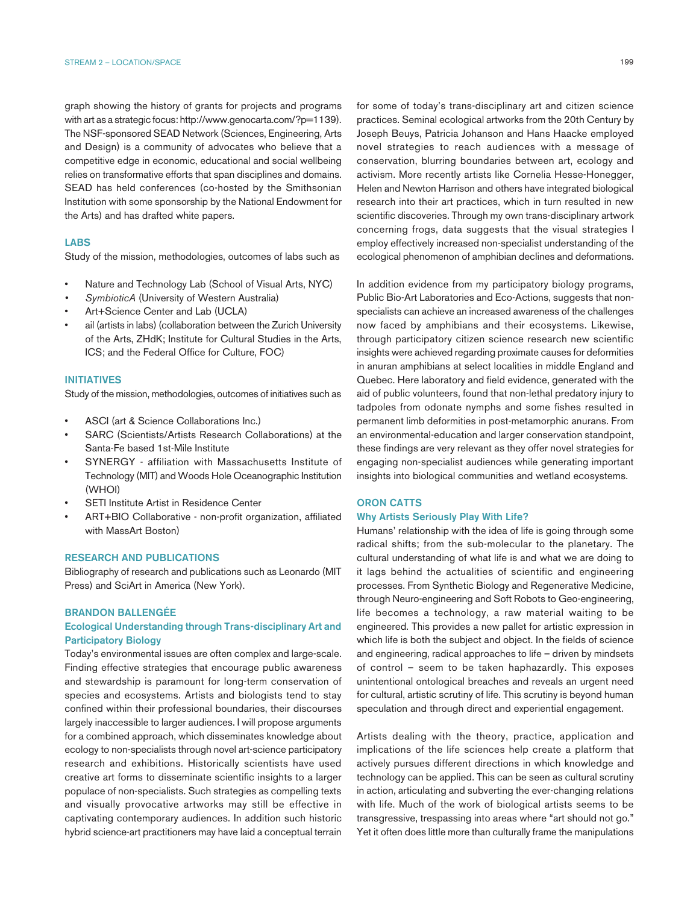graph showing the history of grants for projects and programs with art as a strategic focus: http://www.genocarta.com/?p=1139). The NSF-sponsored SEAD Network (Sciences, Engineering, Arts and Design) is a community of advocates who believe that a competitive edge in economic, educational and social wellbeing relies on transformative efforts that span disciplines and domains. SEAD has held conferences (co-hosted by the Smithsonian Institution with some sponsorship by the National Endowment for the Arts) and has drafted white papers.

### LABS

Study of the mission, methodologies, outcomes of labs such as

- Nature and Technology Lab (School of Visual Arts, NYC)
- *SymbioticA* (University of Western Australia)
- Art+Science Center and Lab (UCLA)
- ail (artists in labs) (collaboration between the Zurich University of the Arts, ZHdK; Institute for Cultural Studies in the Arts, ICS; and the Federal Office for Culture, FOC)

### INITIATIVES

Study of the mission, methodologies, outcomes of initiatives such as

- ASCI (art & Science Collaborations Inc.)
- SARC (Scientists/Artists Research Collaborations) at the Santa-Fe based 1st-Mile Institute
- SYNERGY - affiliation with Massachusetts Institute of Technology (MIT) and Woods Hole Oceanographic Institution (WHOI)
- SETI Institute Artist in Residence Center
- ART+BIO Collaborative - non-profit organization, affiliated with MassArt Boston)

### RESEARCH AND PUBLICATIONS

Bibliography of research and publications such as Leonardo (MIT Press) and SciArt in America (New York).

## BRANDON BALLENGÉE

### Ecological Understanding through Trans-disciplinary Art and Participatory Biology

Today's environmental issues are often complex and large-scale. Finding effective strategies that encourage public awareness and stewardship is paramount for long-term conservation of species and ecosystems. Artists and biologists tend to stay confined within their professional boundaries, their discourses largely inaccessible to larger audiences. I will propose arguments for a combined approach, which disseminates knowledge about ecology to non-specialists through novel art-science participatory research and exhibitions. Historically scientists have used creative art forms to disseminate scientific insights to a larger populace of non-specialists. Such strategies as compelling texts and visually provocative artworks may still be effective in captivating contemporary audiences. In addition such historic hybrid science-art practitioners may have laid a conceptual terrain for some of today's trans-disciplinary art and citizen science practices. Seminal ecological artworks from the 20th Century by Joseph Beuys, Patricia Johanson and Hans Haacke employed novel strategies to reach audiences with a message of conservation, blurring boundaries between art, ecology and activism. More recently artists like Cornelia Hesse-Honegger, Helen and Newton Harrison and others have integrated biological research into their art practices, which in turn resulted in new scientific discoveries. Through my own trans-disciplinary artwork concerning frogs, data suggests that the visual strategies I employ effectively increased non-specialist understanding of the ecological phenomenon of amphibian declines and deformations.

In addition evidence from my participatory biology programs, Public Bio-Art Laboratories and Eco-Actions, suggests that non-specialists can achieve an increased awareness of the challenges now faced by amphibians and their ecosystems. Likewise, through participatory citizen science research new scientific insights were achieved regarding proximate causes for deformities in anuran amphibians at select localities in middle England and Quebec. Here laboratory and field evidence, generated with the aid of public volunteers, found that non-lethal predatory injury to tadpoles from odonate nymphs and some fishes resulted in permanent limb deformities in post-metamorphic anurans. From an environmental-education and larger conservation standpoint, these findings are very relevant as they offer novel strategies for engaging non-specialist audiences while generating important insights into biological communities and wetland ecosystems.

## ORON CATTS

### Why Artists Seriously Play With Life?

Humans' relationship with the idea of life is going through some radical shifts; from the sub-molecular to the planetary. The cultural understanding of what life is and what we are doing to it lags behind the actualities of scientific and engineering processes. From Synthetic Biology and Regenerative Medicine, through Neuro-engineering and Soft Robots to Geo-engineering, life becomes a technology, a raw material waiting to be engineered. This provides a new pallet for artistic expression in which life is both the subject and object. In the fields of science and engineering, radical approaches to life – driven by mindsets of control – seem to be taken haphazardly. This exposes unintentional ontological breaches and reveals an urgent need for cultural, artistic scrutiny of life. This scrutiny is beyond human speculation and through direct and experiential engagement.

Artists dealing with the theory, practice, application and implications of the life sciences help create a platform that actively pursues different directions in which knowledge and technology can be applied. This can be seen as cultural scrutiny in action, articulating and subverting the ever-changing relations with life. Much of the work of biological artists seems to be transgressive, trespassing into areas where "art should not go." Yet it often does little more than culturally frame the manipulations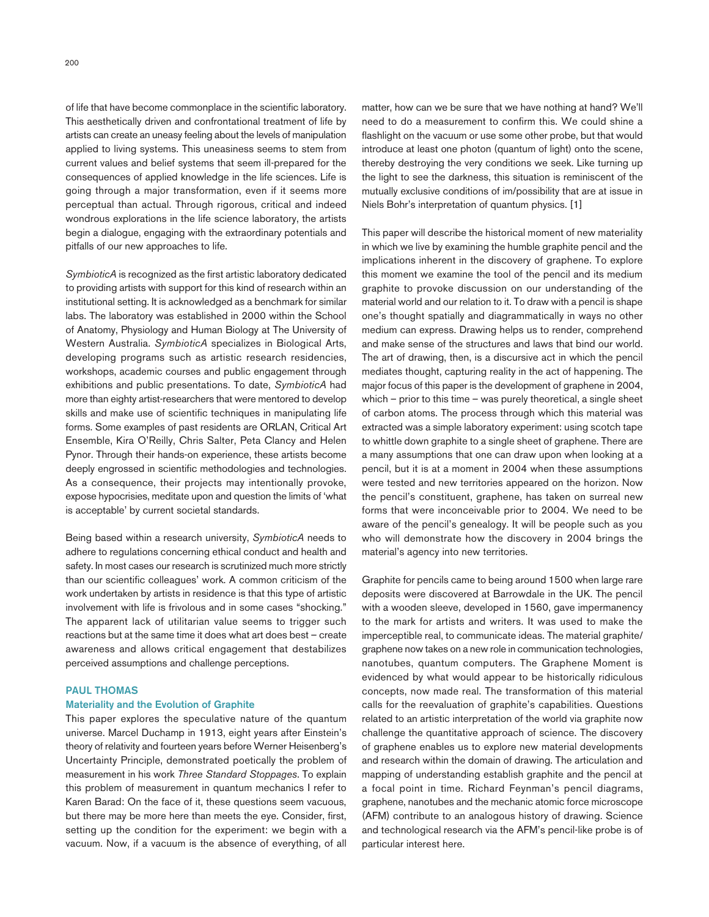of life that have become commonplace in the scientific laboratory. This aesthetically driven and confrontational treatment of life by artists can create an uneasy feeling about the levels of manipulation applied to living systems. This uneasiness seems to stem from current values and belief systems that seem ill-prepared for the consequences of applied knowledge in the life sciences. Life is going through a major transformation, even if it seems more perceptual than actual. Through rigorous, critical and indeed wondrous explorations in the life science laboratory, the artists begin a dialogue, engaging with the extraordinary potentials and pitfalls of our new approaches to life.

*SymbioticA* is recognized as the first artistic laboratory dedicated to providing artists with support for this kind of research within an institutional setting. It is acknowledged as a benchmark for similar labs. The laboratory was established in 2000 within the School of Anatomy, Physiology and Human Biology at The University of Western Australia. *SymbioticA* specializes in Biological Arts, developing programs such as artistic research residencies, workshops, academic courses and public engagement through exhibitions and public presentations. To date, *SymbioticA* had more than eighty artist-researchers that were mentored to develop skills and make use of scientific techniques in manipulating life forms. Some examples of past residents are ORLAN, Critical Art Ensemble, Kira O'Reilly, Chris Salter, Peta Clancy and Helen Pynor. Through their hands-on experience, these artists become deeply engrossed in scientific methodologies and technologies. As a consequence, their projects may intentionally provoke, expose hypocrisies, meditate upon and question the limits of 'what is acceptable' by current societal standards.

Being based within a research university, *SymbioticA* needs to adhere to regulations concerning ethical conduct and health and safety. In most cases our research is scrutinized much more strictly than our scientific colleagues' work. A common criticism of the work undertaken by artists in residence is that this type of artistic involvement with life is frivolous and in some cases "shocking." The apparent lack of utilitarian value seems to trigger such reactions but at the same time it does what art does best – create awareness and allows critical engagement that destabilizes perceived assumptions and challenge perceptions.

## PAUL THOMAS

### Materiality and the Evolution of Graphite

This paper explores the speculative nature of the quantum universe. Marcel Duchamp in 1913, eight years after Einstein's theory of relativity and fourteen years before Werner Heisenberg's Uncertainty Principle, demonstrated poetically the problem of measurement in his work *Three Standard Stoppages*. To explain this problem of measurement in quantum mechanics I refer to Karen Barad: On the face of it, these questions seem vacuous, but there may be more here than meets the eye. Consider, first, setting up the condition for the experiment: we begin with a vacuum. Now, if a vacuum is the absence of everything, of all matter, how can we be sure that we have nothing at hand? We'll need to do a measurement to confirm this. We could shine a flashlight on the vacuum or use some other probe, but that would introduce at least one photon (quantum of light) onto the scene, thereby destroying the very conditions we seek. Like turning up the light to see the darkness, this situation is reminiscent of the mutually exclusive conditions of im/possibility that are at issue in Niels Bohr's interpretation of quantum physics. [1]

This paper will describe the historical moment of new materiality in which we live by examining the humble graphite pencil and the implications inherent in the discovery of graphene. To explore this moment we examine the tool of the pencil and its medium graphite to provoke discussion on our understanding of the material world and our relation to it. To draw with a pencil is shape one's thought spatially and diagrammatically in ways no other medium can express. Drawing helps us to render, comprehend and make sense of the structures and laws that bind our world. The art of drawing, then, is a discursive act in which the pencil mediates thought, capturing reality in the act of happening. The major focus of this paper is the development of graphene in 2004, which – prior to this time – was purely theoretical, a single sheet of carbon atoms. The process through which this material was extracted was a simple laboratory experiment: using scotch tape to whittle down graphite to a single sheet of graphene. There are a many assumptions that one can draw upon when looking at a pencil, but it is at a moment in 2004 when these assumptions were tested and new territories appeared on the horizon. Now the pencil's constituent, graphene, has taken on surreal new forms that were inconceivable prior to 2004. We need to be aware of the pencil's genealogy. It will be people such as you who will demonstrate how the discovery in 2004 brings the material's agency into new territories.

Graphite for pencils came to being around 1500 when large rare deposits were discovered at Barrowdale in the UK. The pencil with a wooden sleeve, developed in 1560, gave impermanency to the mark for artists and writers. It was used to make the imperceptible real, to communicate ideas. The material graphite/graphene now takes on a new role in communication technologies, nanotubes, quantum computers. The Graphene Moment is evidenced by what would appear to be historically ridiculous concepts, now made real. The transformation of this material calls for the reevaluation of graphite's capabilities. Questions related to an artistic interpretation of the world via graphite now challenge the quantitative approach of science. The discovery of graphene enables us to explore new material developments and research within the domain of drawing. The articulation and mapping of understanding establish graphite and the pencil at a focal point in time. Richard Feynman's pencil diagrams, graphene, nanotubes and the mechanic atomic force microscope (AFM) contribute to an analogous history of drawing. Science and technological research via the AFM's pencil-like probe is of particular interest here.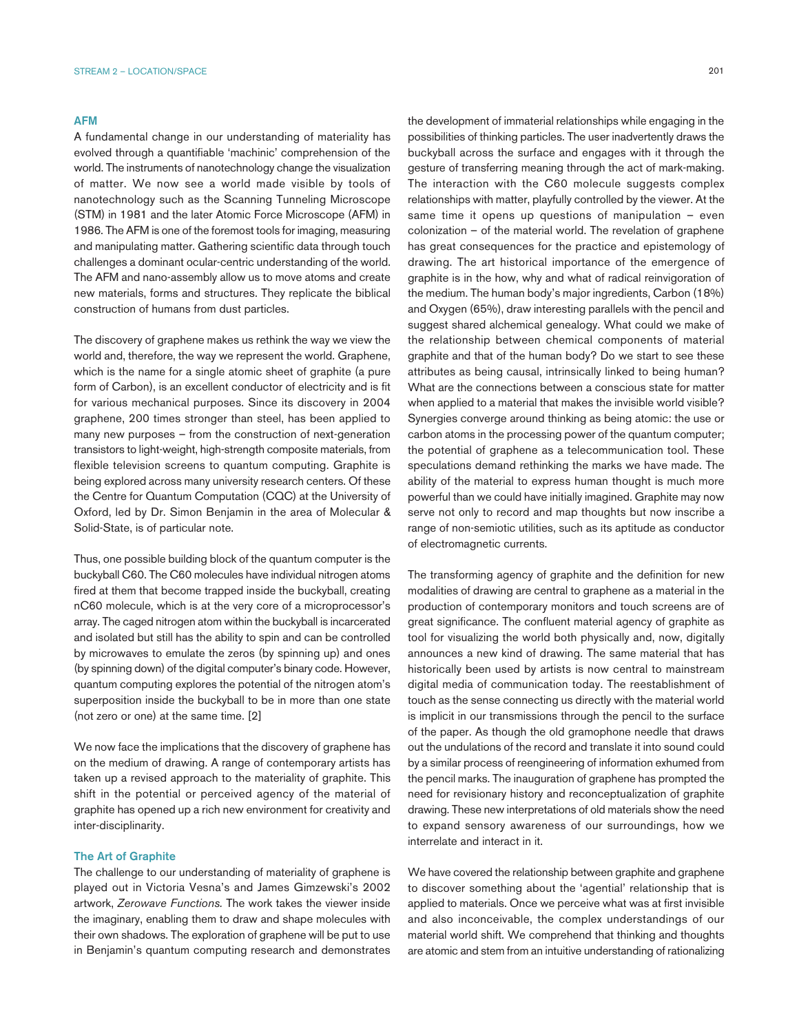### AFM

A fundamental change in our understanding of materiality has evolved through a quantifiable 'machinic' comprehension of the world. The instruments of nanotechnology change the visualization of matter. We now see a world made visible by tools of nanotechnology such as the Scanning Tunneling Microscope (STM) in 1981 and the later Atomic Force Microscope (AFM) in 1986. The AFM is one of the foremost tools for imaging, measuring and manipulating matter. Gathering scientific data through touch challenges a dominant ocular-centric understanding of the world. The AFM and nano-assembly allow us to move atoms and create new materials, forms and structures. They replicate the biblical construction of humans from dust particles.

The discovery of graphene makes us rethink the way we view the world and, therefore, the way we represent the world. Graphene, which is the name for a single atomic sheet of graphite (a pure form of Carbon), is an excellent conductor of electricity and is fit for various mechanical purposes. Since its discovery in 2004 graphene, 200 times stronger than steel, has been applied to many new purposes – from the construction of next-generation transistors to light-weight, high-strength composite materials, from flexible television screens to quantum computing. Graphite is being explored across many university research centers. Of these the Centre for Quantum Computation (CQC) at the University of Oxford, led by Dr. Simon Benjamin in the area of Molecular & Solid-State, is of particular note.

Thus, one possible building block of the quantum computer is the buckyball C60. The C60 molecules have individual nitrogen atoms fired at them that become trapped inside the buckyball, creating nC60 molecule, which is at the very core of a microprocessor's array. The caged nitrogen atom within the buckyball is incarcerated and isolated but still has the ability to spin and can be controlled by microwaves to emulate the zeros (by spinning up) and ones (by spinning down) of the digital computer's binary code. However, quantum computing explores the potential of the nitrogen atom's superposition inside the buckyball to be in more than one state (not zero or one) at the same time. [2]

We now face the implications that the discovery of graphene has on the medium of drawing. A range of contemporary artists has taken up a revised approach to the materiality of graphite. This shift in the potential or perceived agency of the material of graphite has opened up a rich new environment for creativity and inter-disciplinarity.

### The Art of Graphite

The challenge to our understanding of materiality of graphene is played out in Victoria Vesna's and James Gimzewski's 2002 artwork, *Zerowave Functions*. The work takes the viewer inside the imaginary, enabling them to draw and shape molecules with their own shadows. The exploration of graphene will be put to use in Benjamin's quantum computing research and demonstrates the development of immaterial relationships while engaging in the possibilities of thinking particles. The user inadvertently draws the buckyball across the surface and engages with it through the gesture of transferring meaning through the act of mark-making. The interaction with the C60 molecule suggests complex relationships with matter, playfully controlled by the viewer. At the same time it opens up questions of manipulation – even colonization – of the material world. The revelation of graphene has great consequences for the practice and epistemology of drawing. The art historical importance of the emergence of graphite is in the how, why and what of radical reinvigoration of the medium. The human body's major ingredients, Carbon (18%) and Oxygen (65%), draw interesting parallels with the pencil and suggest shared alchemical genealogy. What could we make of the relationship between chemical components of material graphite and that of the human body? Do we start to see these attributes as being causal, intrinsically linked to being human? What are the connections between a conscious state for matter when applied to a material that makes the invisible world visible? Synergies converge around thinking as being atomic: the use or carbon atoms in the processing power of the quantum computer; the potential of graphene as a telecommunication tool. These speculations demand rethinking the marks we have made. The ability of the material to express human thought is much more powerful than we could have initially imagined. Graphite may now serve not only to record and map thoughts but now inscribe a range of non-semiotic utilities, such as its aptitude as conductor of electromagnetic currents.

The transforming agency of graphite and the definition for new modalities of drawing are central to graphene as a material in the production of contemporary monitors and touch screens are of great significance. The confluent material agency of graphite as tool for visualizing the world both physically and, now, digitally announces a new kind of drawing. The same material that has historically been used by artists is now central to mainstream digital media of communication today. The reestablishment of touch as the sense connecting us directly with the material world is implicit in our transmissions through the pencil to the surface of the paper. As though the old gramophone needle that draws out the undulations of the record and translate it into sound could by a similar process of reengineering of information exhumed from the pencil marks. The inauguration of graphene has prompted the need for revisionary history and reconceptualization of graphite drawing. These new interpretations of old materials show the need to expand sensory awareness of our surroundings, how we interrelate and interact in it.

We have covered the relationship between graphite and graphene to discover something about the 'agential' relationship that is applied to materials. Once we perceive what was at first invisible and also inconceivable, the complex understandings of our material world shift. We comprehend that thinking and thoughts are atomic and stem from an intuitive understanding of rationalizing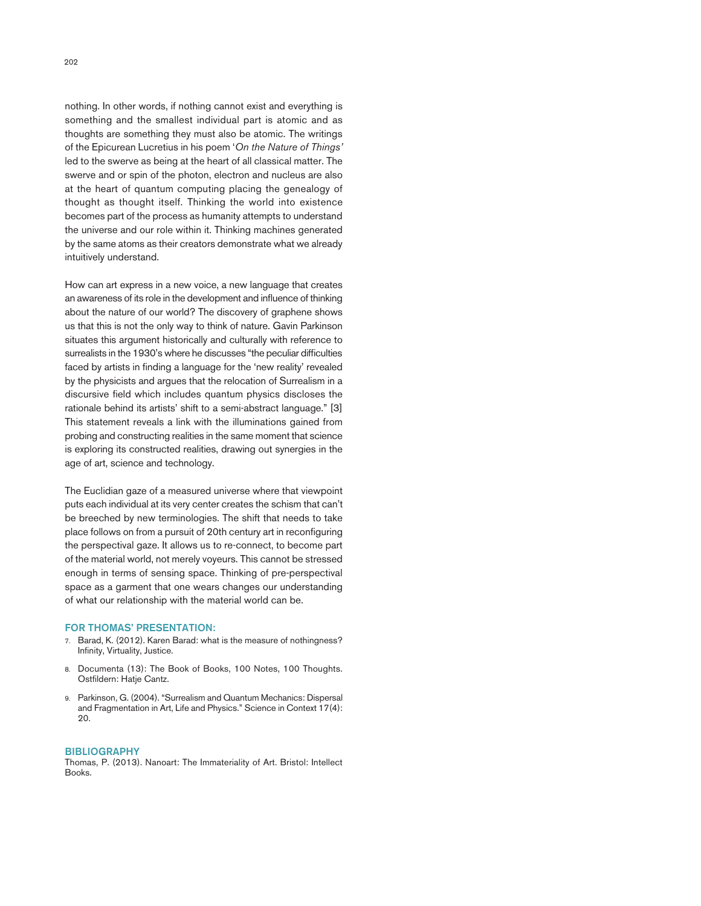nothing. In other words, if nothing cannot exist and everything is something and the smallest individual part is atomic and as thoughts are something they must also be atomic. The writings of the Epicurean Lucretius in his poem '*On the Nature of Things'* led to the swerve as being at the heart of all classical matter. The swerve and or spin of the photon, electron and nucleus are also at the heart of quantum computing placing the genealogy of thought as thought itself. Thinking the world into existence becomes part of the process as humanity attempts to understand the universe and our role within it. Thinking machines generated by the same atoms as their creators demonstrate what we already intuitively understand.

How can art express in a new voice, a new language that creates an awareness of its role in the development and influence of thinking about the nature of our world? The discovery of graphene shows us that this is not the only way to think of nature. Gavin Parkinson situates this argument historically and culturally with reference to surrealists in the 1930's where he discusses "the peculiar difficulties faced by artists in finding a language for the 'new reality' revealed by the physicists and argues that the relocation of Surrealism in a discursive field which includes quantum physics discloses the rationale behind its artists' shift to a semi-abstract language." [3] This statement reveals a link with the illuminations gained from probing and constructing realities in the same moment that science is exploring its constructed realities, drawing out synergies in the age of art, science and technology.

The Euclidian gaze of a measured universe where that viewpoint puts each individual at its very center creates the schism that can't be breeched by new terminologies. The shift that needs to take place follows on from a pursuit of 20th century art in reconfiguring the perspectival gaze. It allows us to re-connect, to become part of the material world, not merely voyeurs. This cannot be stressed enough in terms of sensing space. Thinking of pre-perspectival space as a garment that one wears changes our understanding of what our relationship with the material world can be.

### FOR THOMAS' PRESENTATION:

7. Barad, K. (2012). Karen Barad: what is the measure of nothingness? Infinity, Virtuality, Justice.
8. Documenta (13): The Book of Books, 100 Notes, 100 Thoughts. Ostfildern: Hatje Cantz.
9. Parkinson, G. (2004). "Surrealism and Quantum Mechanics: Dispersal and Fragmentation in Art, Life and Physics." Science in Context 17(4): 20.

### BIBLIOGRAPHY

Thomas, P. (2013). Nanoart: The Immateriality of Art. Bristol: Intellect Books.